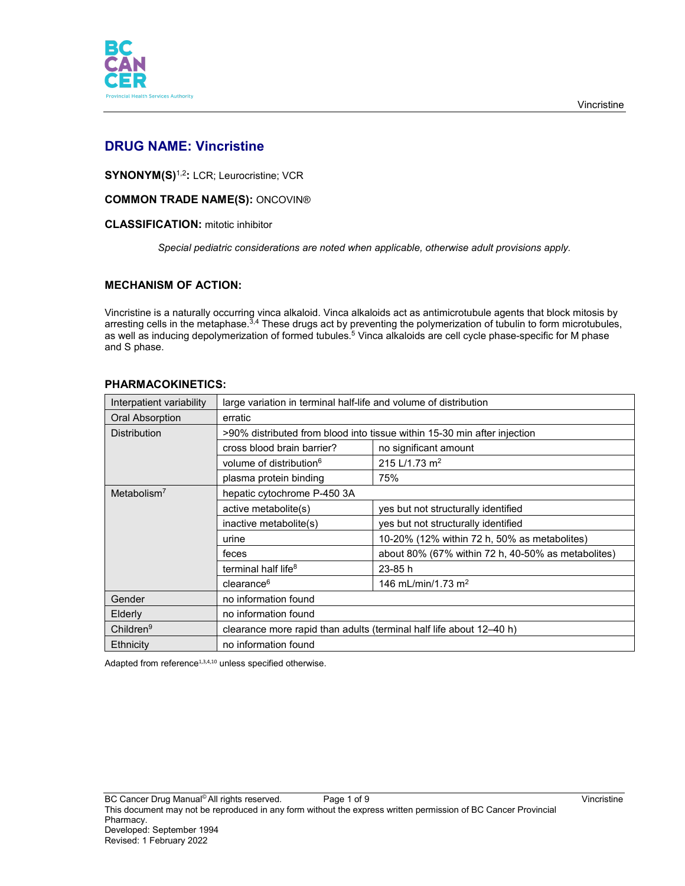# DRUG NAME: Vincristine

**SYNONYM(S)**[1,2]**:** LCR; Leurocristine; VCR

**COMMON TRADE NAME(S):** ONCOVIN®

**CLASSIFICATION:** mitotic inhibitor

*Special pediatric considerations are noted when applicable, otherwise adult provisions apply.*

## MECHANISM OF ACTION:

Vincristine is a naturally occurring vinca alkaloid. Vinca alkaloids act as antimicrotubule agents that block mitosis by arresting cells in the metaphase.[3,4] These drugs act by preventing the polymerization of tubulin to form microtubules, as well as inducing depolymerization of formed tubules.[5] Vinca alkaloids are cell cycle phase-specific for M phase and S phase.

## PHARMACOKINETICS:

| | | |
|---|---|---|
| Interpatient variability | large variation in terminal half-life and volume of distribution | |
| Oral Absorption | erratic | |
| Distribution | >90% distributed from blood into tissue within 15-30 min after injection | |
| | cross blood brain barrier? | no significant amount |
| | volume of distribution[6] | 215 L/1.73 $m^2$ |
| | plasma protein binding | 75% |
| Metabolism[7] | hepatic cytochrome P-450 3A | |
| | active metabolite(s) | yes but not structurally identified |
| | inactive metabolite(s) | yes but not structurally identified |
| | urine | 10-20% (12% within 72 h, 50% as metabolites) |
| | feces | about 80% (67% within 72 h, 40-50% as metabolites) |
| | terminal half life[8] | 23-85 h |
| | clearance[6] | 146 mL/min/1.73 $m^2$ |
| Gender | no information found | |
| Elderly | no information found | |
| Children[9] | clearance more rapid than adults (terminal half life about 12–40 h) | |
| Ethnicity | no information found | |

Adapted from reference[1,3,4,10] unless specified otherwise.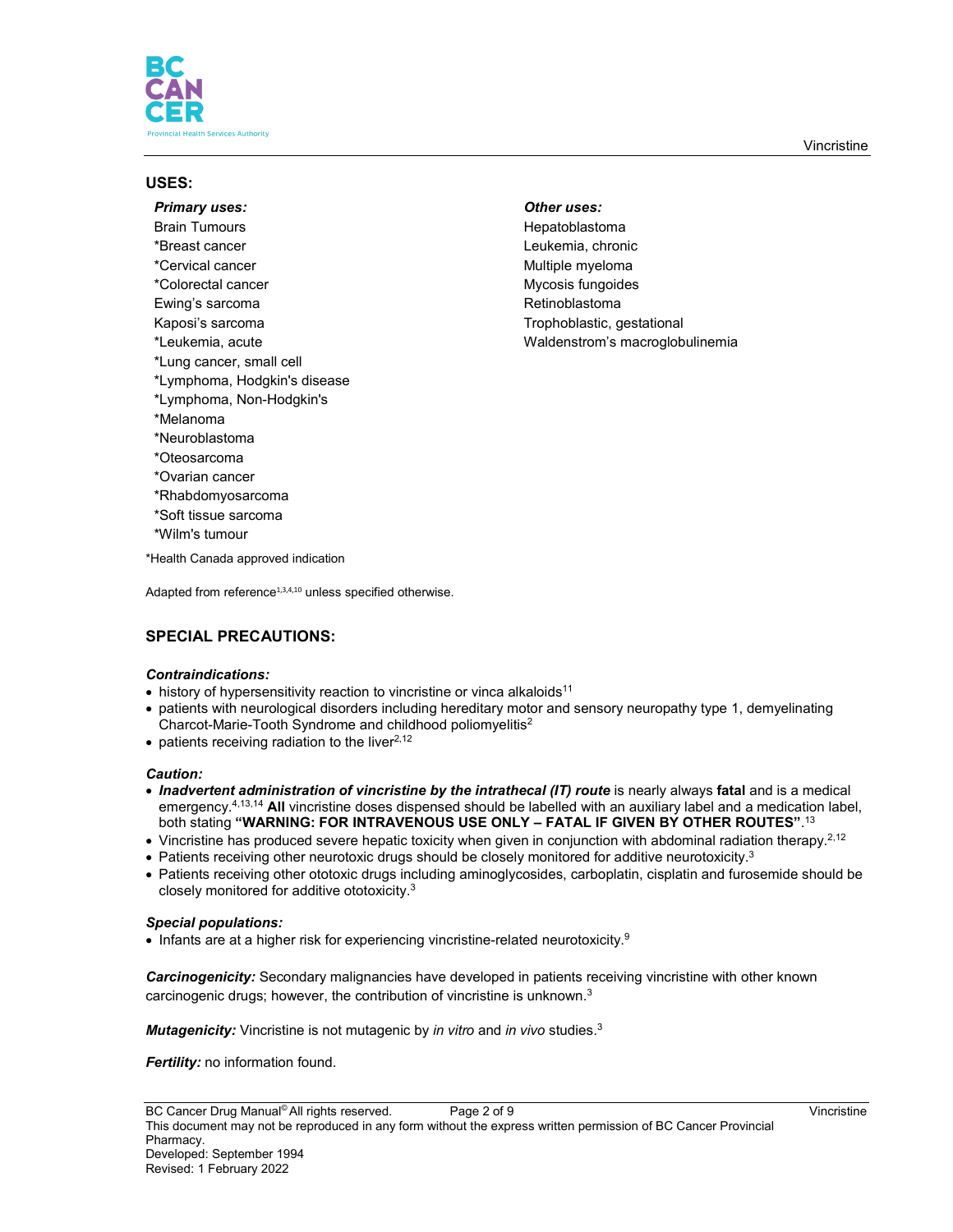## USES:

***Primary uses:***

Brain Tumours
*Breast cancer
*Cervical cancer
*Colorectal cancer
Ewing's sarcoma
Kaposi's sarcoma
*Leukemia, acute
*Lung cancer, small cell
*Lymphoma, Hodgkin's disease
*Lymphoma, Non-Hodgkin's
*Melanoma
*Neuroblastoma
*Oteosarcoma
*Ovarian cancer
*Rhabdomyosarcoma
*Soft tissue sarcoma
*Wilm's tumour

***Other uses:***

Hepatoblastoma
Leukemia, chronic
Multiple myeloma
Mycosis fungoides
Retinoblastoma
Trophoblastic, gestational
Waldenstrom's macroglobulinemia

*Health Canada approved indication

Adapted from reference[1,3,4,10] unless specified otherwise.

## SPECIAL PRECAUTIONS:

***Contraindications:***

- history of hypersensitivity reaction to vincristine or vinca alkaloids[11]
- patients with neurological disorders including hereditary motor and sensory neuropathy type 1, demyelinating Charcot-Marie-Tooth Syndrome and childhood poliomyelitis[2]
- patients receiving radiation to the liver[2,12]

***Caution:***

- ***Inadvertent administration of vincristine by the intrathecal (IT) route*** is nearly always **fatal** and is a medical emergency.[4,13,14] **All** vincristine doses dispensed should be labelled with an auxiliary label and a medication label, both stating **"WARNING: FOR INTRAVENOUS USE ONLY – FATAL IF GIVEN BY OTHER ROUTES"**.[13]
- Vincristine has produced severe hepatic toxicity when given in conjunction with abdominal radiation therapy.[2,12]
- Patients receiving other neurotoxic drugs should be closely monitored for additive neurotoxicity.[3]
- Patients receiving other ototoxic drugs including aminoglycosides, carboplatin, cisplatin and furosemide should be closely monitored for additive ototoxicity.[3]

***Special populations:***

- Infants are at a higher risk for experiencing vincristine-related neurotoxicity.[9]

***Carcinogenicity:*** Secondary malignancies have developed in patients receiving vincristine with other known carcinogenic drugs; however, the contribution of vincristine is unknown.[3]

***Mutagenicity:*** Vincristine is not mutagenic by *in vitro* and *in vivo* studies.[3]

***Fertility:*** no information found.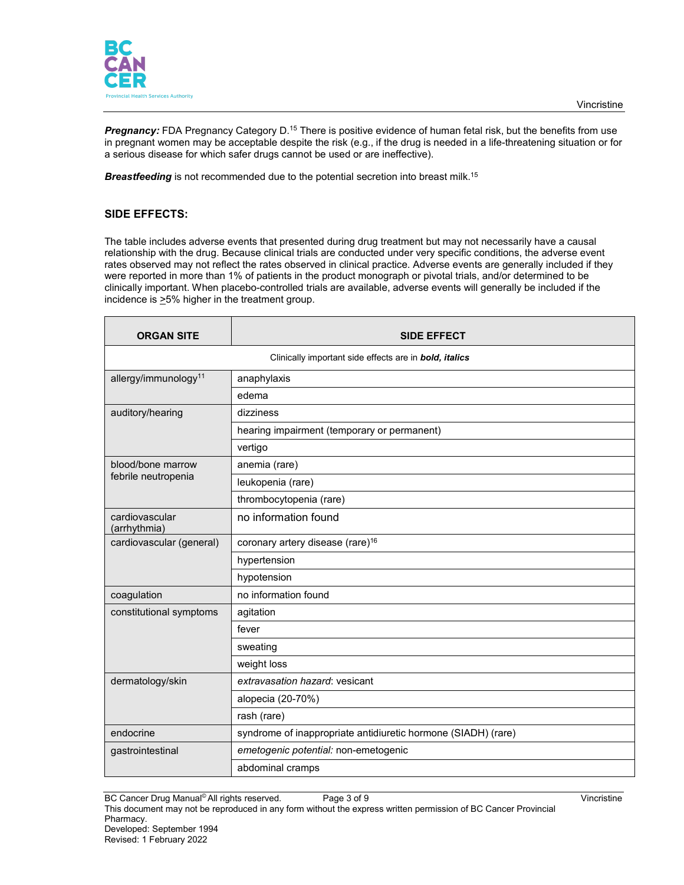***Pregnancy:*** FDA Pregnancy Category D.[15] There is positive evidence of human fetal risk, but the benefits from use in pregnant women may be acceptable despite the risk (e.g., if the drug is needed in a life-threatening situation or for a serious disease for which safer drugs cannot be used or are ineffective).

***Breastfeeding*** is not recommended due to the potential secretion into breast milk.[15]

## SIDE EFFECTS:

The table includes adverse events that presented during drug treatment but may not necessarily have a causal relationship with the drug. Because clinical trials are conducted under very specific conditions, the adverse event rates observed may not reflect the rates observed in clinical practice. Adverse events are generally included if they were reported in more than 1% of patients in the product monograph or pivotal trials, and/or determined to be clinically important. When placebo-controlled trials are available, adverse events will generally be included if the incidence is ≥5% higher in the treatment group.

| ORGAN SITE | SIDE EFFECT |
|---|---|
| Clinically important side effects are in ***bold, italics*** | |
| allergy/immunology[11] | anaphylaxis |
| | edema |
| auditory/hearing | dizziness |
| | hearing impairment (temporary or permanent) |
| | vertigo |
| blood/bone marrow febrile neutropenia | anemia (rare) |
| | leukopenia (rare) |
| | thrombocytopenia (rare) |
| cardiovascular (arrhythmia) | no information found |
| cardiovascular (general) | coronary artery disease (rare)[16] |
| | hypertension |
| | hypotension |
| coagulation | no information found |
| constitutional symptoms | agitation |
| | fever |
| | sweating |
| | weight loss |
| dermatology/skin | *extravasation hazard*: vesicant |
| | alopecia (20-70%) |
| | rash (rare) |
| endocrine | syndrome of inappropriate antidiuretic hormone (SIADH) (rare) |
| gastrointestinal | *emetogenic potential:* non-emetogenic |
| | abdominal cramps |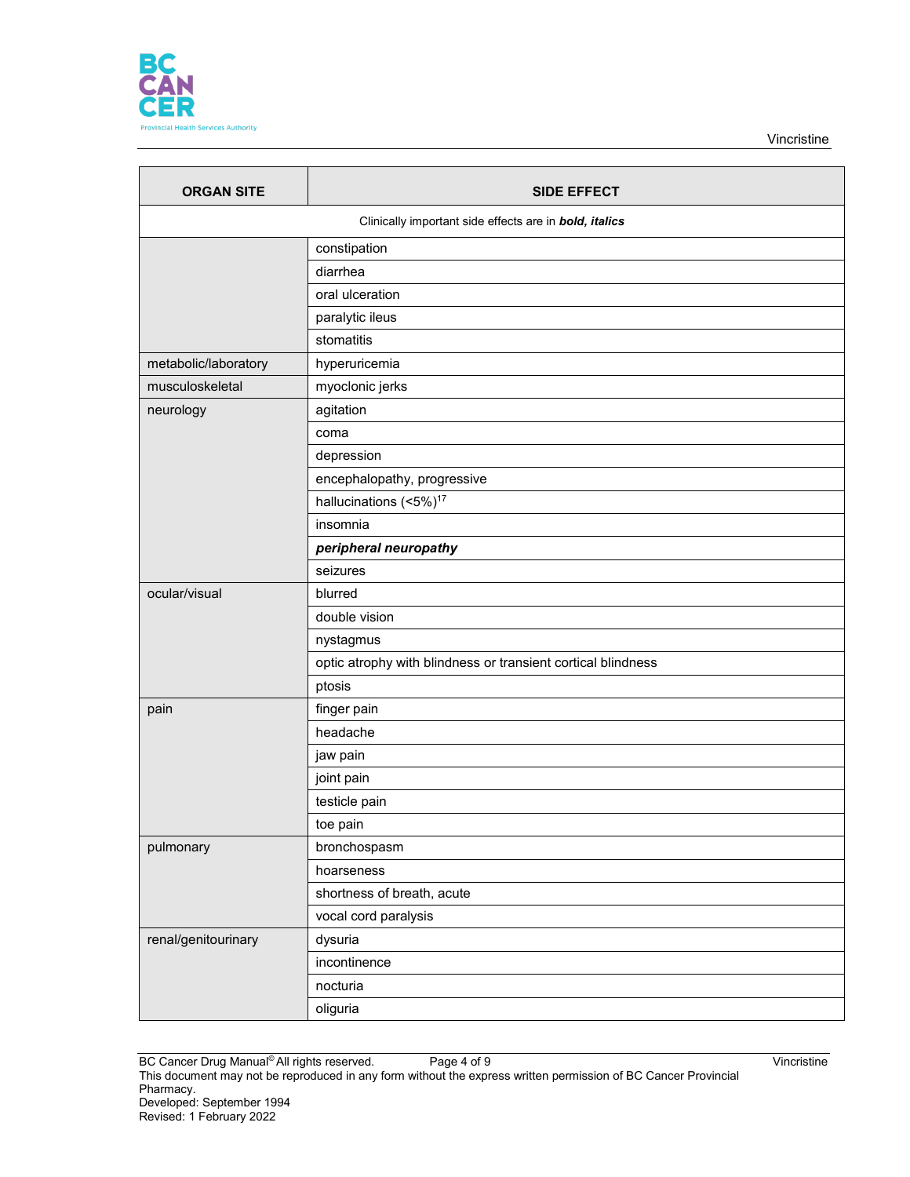| ORGAN SITE | SIDE EFFECT |
|---|---|
| Clinically important side effects are in ***bold, italics*** | |
| | constipation |
| | diarrhea |
| | oral ulceration |
| | paralytic ileus |
| | stomatitis |
| metabolic/laboratory | hyperuricemia |
| musculoskeletal | myoclonic jerks |
| neurology | agitation |
| | coma |
| | depression |
| | encephalopathy, progressive |
| | hallucinations (<5%)[17] |
| | insomnia |
| | ***peripheral neuropathy*** |
| | seizures |
| ocular/visual | blurred |
| | double vision |
| | nystagmus |
| | optic atrophy with blindness or transient cortical blindness |
| | ptosis |
| pain | finger pain |
| | headache |
| | jaw pain |
| | joint pain |
| | testicle pain |
| | toe pain |
| pulmonary | bronchospasm |
| | hoarseness |
| | shortness of breath, acute |
| | vocal cord paralysis |
| renal/genitourinary | dysuria |
| | incontinence |
| | nocturia |
| | oliguria |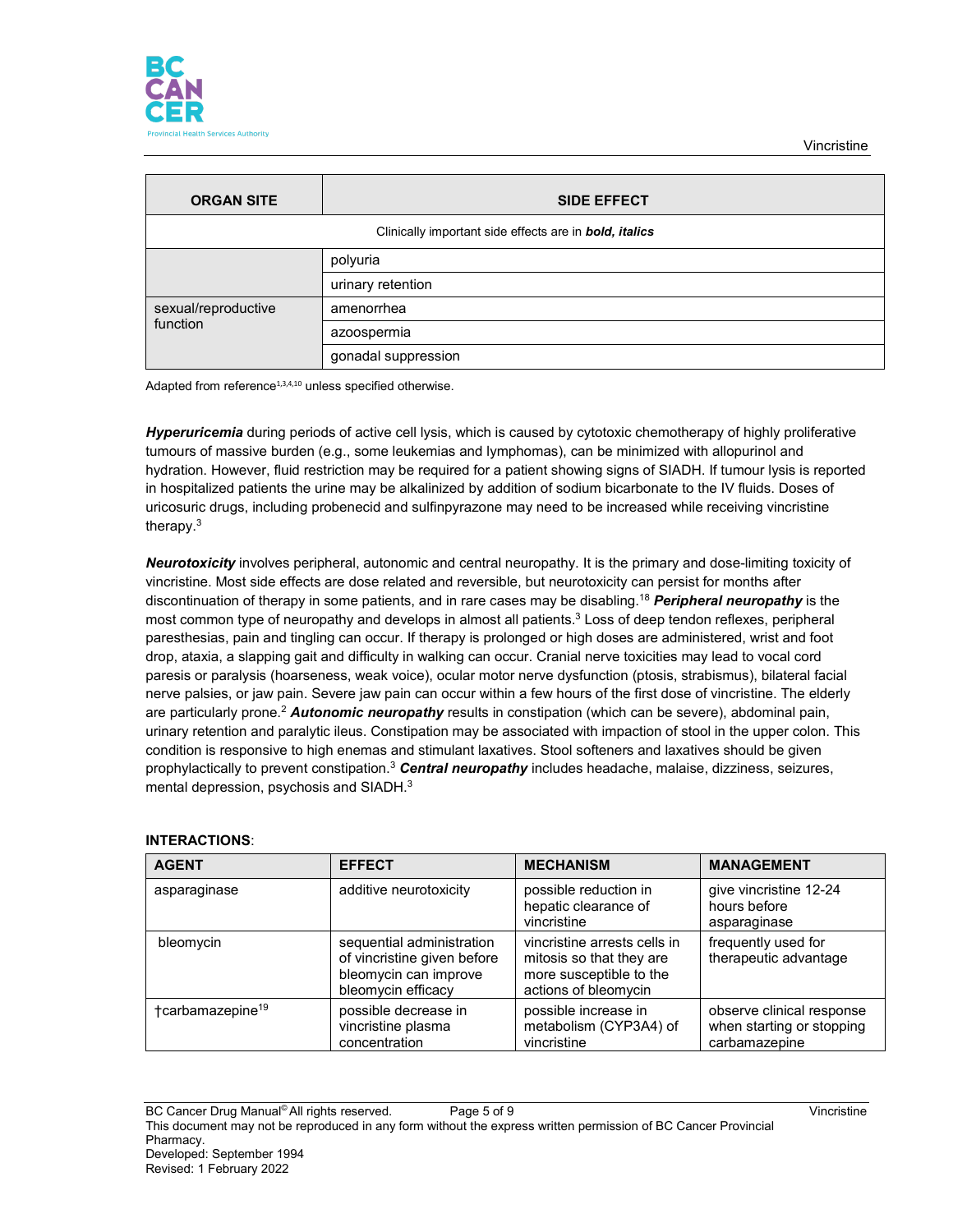| ORGAN SITE | SIDE EFFECT |
|---|---|
| Clinically important side effects are in ***bold, italics*** | |
| | polyuria |
| | urinary retention |
| sexual/reproductive function | amenorrhea |
| | azoospermia |
| | gonadal suppression |

Adapted from reference[1,3,4,10] unless specified otherwise.

***Hyperuricemia*** during periods of active cell lysis, which is caused by cytotoxic chemotherapy of highly proliferative tumours of massive burden (e.g., some leukemias and lymphomas), can be minimized with allopurinol and hydration. However, fluid restriction may be required for a patient showing signs of SIADH. If tumour lysis is reported in hospitalized patients the urine may be alkalinized by addition of sodium bicarbonate to the IV fluids. Doses of uricosuric drugs, including probenecid and sulfinpyrazone may need to be increased while receiving vincristine therapy.[3]

***Neurotoxicity*** involves peripheral, autonomic and central neuropathy. It is the primary and dose-limiting toxicity of vincristine. Most side effects are dose related and reversible, but neurotoxicity can persist for months after discontinuation of therapy in some patients, and in rare cases may be disabling.[18] ***Peripheral neuropathy*** is the most common type of neuropathy and develops in almost all patients.[3] Loss of deep tendon reflexes, peripheral paresthesias, pain and tingling can occur. If therapy is prolonged or high doses are administered, wrist and foot drop, ataxia, a slapping gait and difficulty in walking can occur. Cranial nerve toxicities may lead to vocal cord paresis or paralysis (hoarseness, weak voice), ocular motor nerve dysfunction (ptosis, strabismus), bilateral facial nerve palsies, or jaw pain. Severe jaw pain can occur within a few hours of the first dose of vincristine. The elderly are particularly prone.[2] ***Autonomic neuropathy*** results in constipation (which can be severe), abdominal pain, urinary retention and paralytic ileus. Constipation may be associated with impaction of stool in the upper colon. This condition is responsive to high enemas and stimulant laxatives. Stool softeners and laxatives should be given prophylactically to prevent constipation.[3] ***Central neuropathy*** includes headache, malaise, dizziness, seizures, mental depression, psychosis and SIADH.[3]

**INTERACTIONS**:

| AGENT | EFFECT | MECHANISM | MANAGEMENT |
|---|---|---|---|
| asparaginase | additive neurotoxicity | possible reduction in hepatic clearance of vincristine | give vincristine 12-24 hours before asparaginase |
| bleomycin | sequential administration of vincristine given before bleomycin can improve bleomycin efficacy | vincristine arrests cells in mitosis so that they are more susceptible to the actions of bleomycin | frequently used for therapeutic advantage |
| †carbamazepine[19] | possible decrease in vincristine plasma concentration | possible increase in metabolism (CYP3A4) of vincristine | observe clinical response when starting or stopping carbamazepine |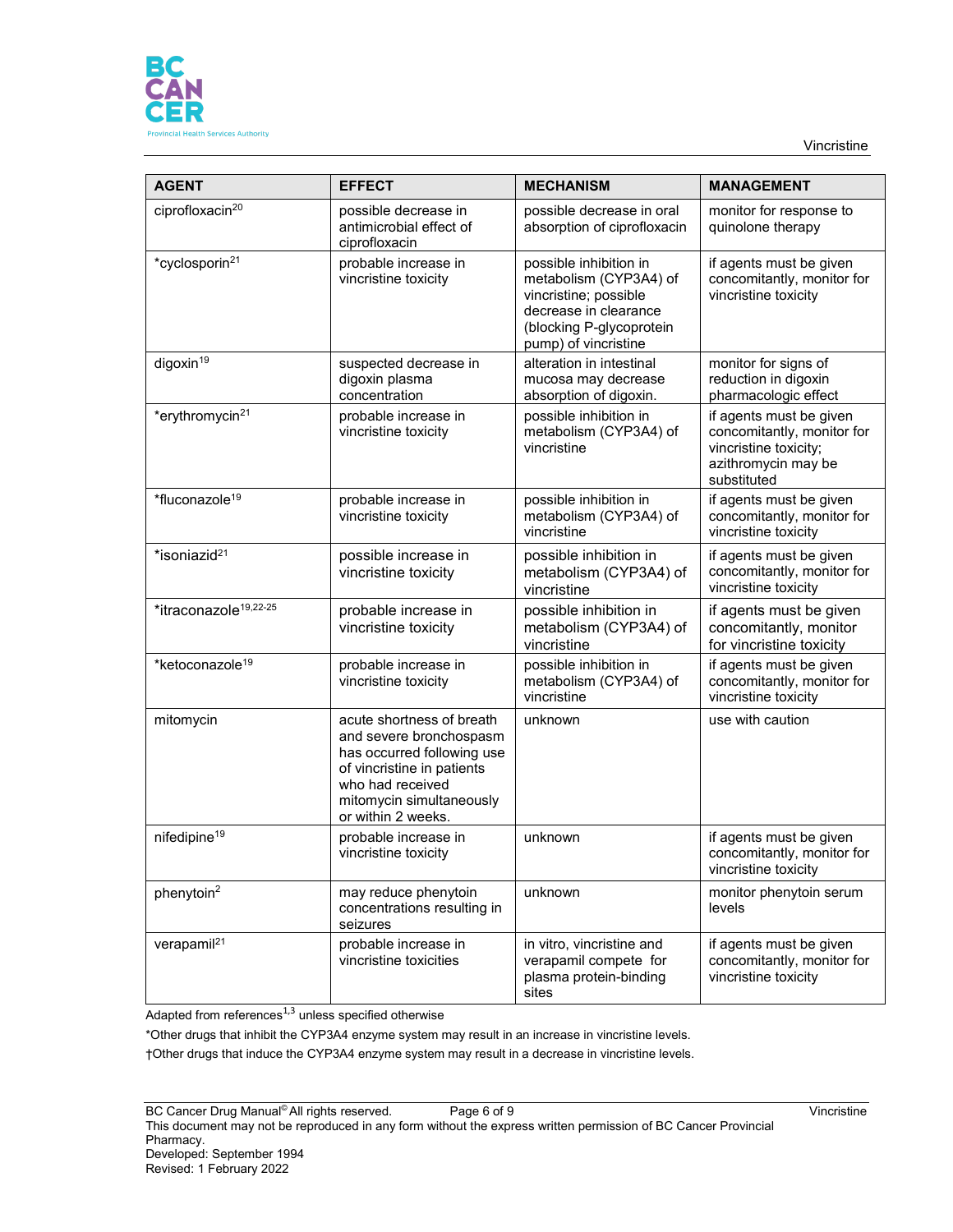| AGENT | EFFECT | MECHANISM | MANAGEMENT |
|---|---|---|---|
| ciprofloxacin[20] | possible decrease in antimicrobial effect of ciprofloxacin | possible decrease in oral absorption of ciprofloxacin | monitor for response to quinolone therapy |
| *cyclosporin[21] | probable increase in vincristine toxicity | possible inhibition in metabolism (CYP3A4) of vincristine; possible decrease in clearance (blocking P-glycoprotein pump) of vincristine | if agents must be given concomitantly, monitor for vincristine toxicity |
| digoxin[19] | suspected decrease in digoxin plasma concentration | alteration in intestinal mucosa may decrease absorption of digoxin. | monitor for signs of reduction in digoxin pharmacologic effect |
| *erythromycin[21] | probable increase in vincristine toxicity | possible inhibition in metabolism (CYP3A4) of vincristine | if agents must be given concomitantly, monitor for vincristine toxicity; azithromycin may be substituted |
| *fluconazole[19] | probable increase in vincristine toxicity | possible inhibition in metabolism (CYP3A4) of vincristine | if agents must be given concomitantly, monitor for vincristine toxicity |
| *isoniazid[21] | possible increase in vincristine toxicity | possible inhibition in metabolism (CYP3A4) of vincristine | if agents must be given concomitantly, monitor for vincristine toxicity |
| *itraconazole[19,22-25] | probable increase in vincristine toxicity | possible inhibition in metabolism (CYP3A4) of vincristine | if agents must be given concomitantly, monitor for vincristine toxicity |
| *ketoconazole[19] | probable increase in vincristine toxicity | possible inhibition in metabolism (CYP3A4) of vincristine | if agents must be given concomitantly, monitor for vincristine toxicity |
| mitomycin | acute shortness of breath and severe bronchospasm has occurred following use of vincristine in patients who had received mitomycin simultaneously or within 2 weeks. | unknown | use with caution |
| nifedipine[19] | probable increase in vincristine toxicity | unknown | if agents must be given concomitantly, monitor for vincristine toxicity |
| phenytoin[2] | may reduce phenytoin concentrations resulting in seizures | unknown | monitor phenytoin serum levels |
| verapamil[21] | probable increase in vincristine toxicities | in vitro, vincristine and verapamil compete for plasma protein-binding sites | if agents must be given concomitantly, monitor for vincristine toxicity |

Adapted from references[1,3] unless specified otherwise

*Other drugs that inhibit the CYP3A4 enzyme system may result in an increase in vincristine levels.

†Other drugs that induce the CYP3A4 enzyme system may result in a decrease in vincristine levels.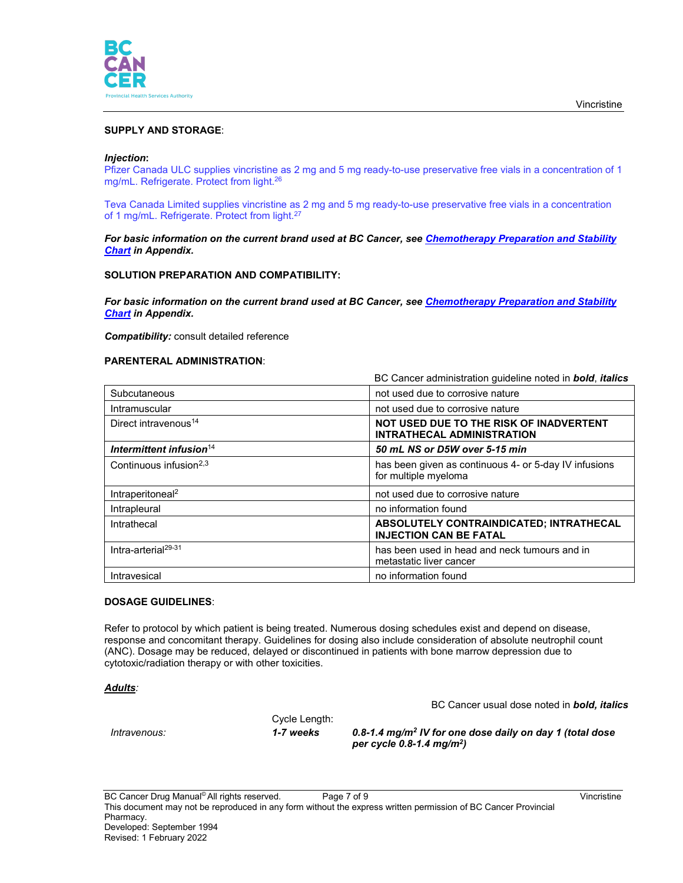**SUPPLY AND STORAGE**:

***Injection***:

Pfizer Canada ULC supplies vincristine as 2 mg and 5 mg ready-to-use preservative free vials in a concentration of 1 mg/mL. Refrigerate. Protect from light.[26]

Teva Canada Limited supplies vincristine as 2 mg and 5 mg ready-to-use preservative free vials in a concentration of 1 mg/mL. Refrigerate. Protect from light.[27]

***For basic information on the current brand used at BC Cancer, see Chemotherapy Preparation and Stability Chart in Appendix.***

**SOLUTION PREPARATION AND COMPATIBILITY:**

***For basic information on the current brand used at BC Cancer, see Chemotherapy Preparation and Stability Chart in Appendix.***

***Compatibility:*** consult detailed reference

**PARENTERAL ADMINISTRATION**:

BC Cancer administration guideline noted in ***bold***, *italics*

| | |
|---|---|
| Subcutaneous | not used due to corrosive nature |
| Intramuscular | not used due to corrosive nature |
| Direct intravenous[14] | **NOT USED DUE TO THE RISK OF INADVERTENT INTRATHECAL ADMINISTRATION** |
| ***Intermittent infusion***[14] | ***50 mL NS or D5W over 5-15 min*** |
| Continuous infusion[2,3] | has been given as continuous 4- or 5-day IV infusions for multiple myeloma |
| Intraperitoneal[2] | not used due to corrosive nature |
| Intrapleural | no information found |
| Intrathecal | **ABSOLUTELY CONTRAINDICATED; INTRATHECAL INJECTION CAN BE FATAL** |
| Intra-arterial[29-31] | has been used in head and neck tumours and in metastatic liver cancer |
| Intravesical | no information found |

**DOSAGE GUIDELINES**:

Refer to protocol by which patient is being treated. Numerous dosing schedules exist and depend on disease, response and concomitant therapy. Guidelines for dosing also include consideration of absolute neutrophil count (ANC). Dosage may be reduced, delayed or discontinued in patients with bone marrow depression due to cytotoxic/radiation therapy or with other toxicities.

***Adults***:

BC Cancer usual dose noted in ***bold, italics***

| | Cycle Length: | |
|---|---|---|
| *Intravenous:* | ***1-7 weeks*** | ***0.8-1.4 mg/m$^2$ IV for one dose daily on day 1 (total dose per cycle 0.8-1.4 mg/m$^2$)*** |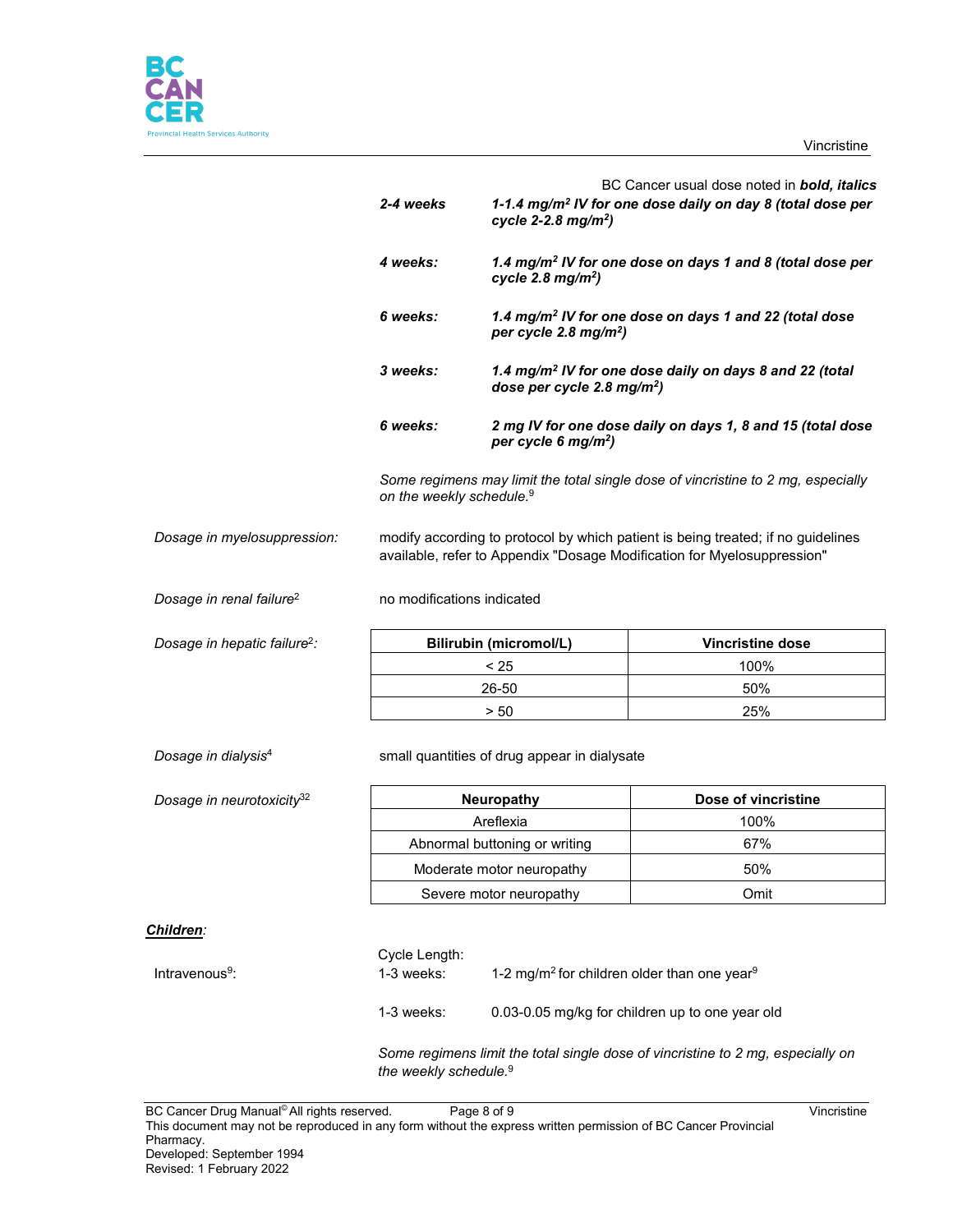BC Cancer usual dose noted in ***bold, italics***

| | |
|---|---|
| ***2-4 weeks*** | ***1-1.4 mg/m² IV for one dose daily on day 8 (total dose per cycle 2-2.8 mg/m²)*** |
| ***4 weeks:*** | ***1.4 mg/m² IV for one dose on days 1 and 8 (total dose per cycle 2.8 mg/m²)*** |
| ***6 weeks:*** | ***1.4 mg/m² IV for one dose on days 1 and 22 (total dose per cycle 2.8 mg/m²)*** |
| ***3 weeks:*** | ***1.4 mg/m² IV for one dose daily on days 8 and 22 (total dose per cycle 2.8 mg/m²)*** |
| ***6 weeks:*** | ***2 mg IV for one dose daily on days 1, 8 and 15 (total dose per cycle 6 mg/m²)*** |

*Some regimens may limit the total single dose of vincristine to 2 mg, especially on the weekly schedule.*[9]

*Dosage in myelosuppression:* modify according to protocol by which patient is being treated; if no guidelines available, refer to Appendix "Dosage Modification for Myelosuppression"

*Dosage in renal failure*[2] no modifications indicated

*Dosage in hepatic failure*[2]*:*

| Bilirubin (micromol/L) | Vincristine dose |
|---|---|
| < 25 | 100% |
| 26-50 | 50% |
| > 50 | 25% |

*Dosage in dialysis*[4] small quantities of drug appear in dialysate

*Dosage in neurotoxicity*[32]

| Neuropathy | Dose of vincristine |
|---|---|
| Areflexia | 100% |
| Abnormal buttoning or writing | 67% |
| Moderate motor neuropathy | 50% |
| Severe motor neuropathy | Omit |

***Children**:*

Intravenous[9]:

Cycle Length:

| | |
|---|---|
| 1-3 weeks: | 1-2 mg/m² for children older than one year[9] |
| 1-3 weeks: | 0.03-0.05 mg/kg for children up to one year old |

*Some regimens limit the total single dose of vincristine to 2 mg, especially on the weekly schedule.*[9]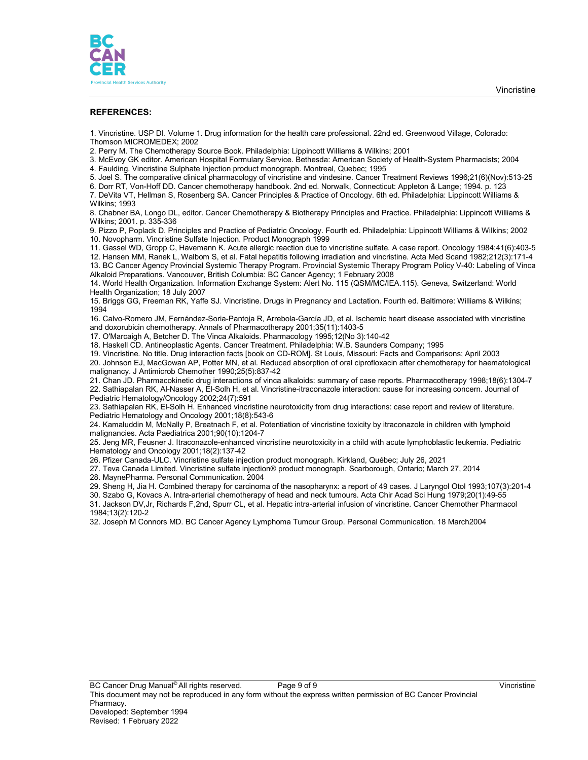**REFERENCES:**

1. Vincristine. USP DI. Volume 1. Drug information for the health care professional. 22nd ed. Greenwood Village, Colorado: Thomson MICROMEDEX; 2002
2. Perry M. The Chemotherapy Source Book. Philadelphia: Lippincott Williams & Wilkins; 2001
3. McEvoy GK editor. American Hospital Formulary Service. Bethesda: American Society of Health-System Pharmacists; 2004
4. Faulding. Vincristine Sulphate Injection product monograph. Montreal, Quebec; 1995
5. Joel S. The comparative clinical pharmacology of vincristine and vindesine. Cancer Treatment Reviews 1996;21(6)(Nov):513-25
6. Dorr RT, Von-Hoff DD. Cancer chemotherapy handbook. 2nd ed. Norwalk, Connecticut: Appleton & Lange; 1994. p. 123
7. DeVita VT, Hellman S, Rosenberg SA. Cancer Principles & Practice of Oncology. 6th ed. Philadelphia: Lippincott Williams & Wilkins; 1993
8. Chabner BA, Longo DL, editor. Cancer Chemotherapy & Biotherapy Principles and Practice. Philadelphia: Lippincott Williams & Wilkins; 2001. p. 335-336
9. Pizzo P, Poplack D. Principles and Practice of Pediatric Oncology. Fourth ed. Philadelphia: Lippincott Williams & Wilkins; 2002
10. Novopharm. Vincristine Sulfate Injection. Product Monograph 1999
11. Gassel WD, Gropp C, Havemann K. Acute allergic reaction due to vincristine sulfate. A case report. Oncology 1984;41(6):403-5
12. Hansen MM, Ranek L, Walbom S, et al. Fatal hepatitis following irradiation and vincristine. Acta Med Scand 1982;212(3):171-4
13. BC Cancer Agency Provincial Systemic Therapy Program. Provincial Systemic Therapy Program Policy V-40: Labeling of Vinca Alkaloid Preparations. Vancouver, British Columbia: BC Cancer Agency; 1 February 2008
14. World Health Organization. Information Exchange System: Alert No. 115 (QSM/MC/IEA.115). Geneva, Switzerland: World Health Organization; 18 July 2007
15. Briggs GG, Freeman RK, Yaffe SJ. Vincristine. Drugs in Pregnancy and Lactation. Fourth ed. Baltimore: Williams & Wilkins; 1994
16. Calvo-Romero JM, Fernández-Soria-Pantoja R, Arrebola-García JD, et al. Ischemic heart disease associated with vincristine and doxorubicin chemotherapy. Annals of Pharmacotherapy 2001;35(11):1403-5
17. O'Marcaigh A, Betcher D. The Vinca Alkaloids. Pharmacology 1995;12(No 3):140-42
18. Haskell CD. Antineoplastic Agents. Cancer Treatment. Philadelphia: W.B. Saunders Company; 1995
19. Vincristine. No title. Drug interaction facts [book on CD-ROM]. St Louis, Missouri: Facts and Comparisons; April 2003
20. Johnson EJ, MacGowan AP, Potter MN, et al. Reduced absorption of oral ciprofloxacin after chemotherapy for haematological malignancy. J Antimicrob Chemother 1990;25(5):837-42
21. Chan JD. Pharmacokinetic drug interactions of vinca alkaloids: summary of case reports. Pharmacotherapy 1998;18(6):1304-7
22. Sathiapalan RK, Al-Nasser A, El-Solh H, et al. Vincristine-itraconazole interaction: cause for increasing concern. Journal of Pediatric Hematology/Oncology 2002;24(7):591
23. Sathiapalan RK, El-Solh H. Enhanced vincristine neurotoxicity from drug interactions: case report and review of literature. Pediatric Hematology and Oncology 2001;18(8):543-6
24. Kamaluddin M, McNally P, Breatnach F, et al. Potentiation of vincristine toxicity by itraconazole in children with lymphoid malignancies. Acta Paediatrica 2001;90(10):1204-7
25. Jeng MR, Feusner J. Itraconazole-enhanced vincristine neurotoxicity in a child with acute lymphoblastic leukemia. Pediatric Hematology and Oncology 2001;18(2):137-42
26. Pfizer Canada-ULC. Vincristine sulfate injection product monograph. Kirkland, Québec; July 26, 2021
27. Teva Canada Limited. Vincristine sulfate injection® product monograph. Scarborough, Ontario; March 27, 2014
28. MaynePharma. Personal Communication. 2004
29. Sheng H, Jia H. Combined therapy for carcinoma of the nasopharynx: a report of 49 cases. J Laryngol Otol 1993;107(3):201-4
30. Szabo G, Kovacs A. Intra-arterial chemotherapy of head and neck tumours. Acta Chir Acad Sci Hung 1979;20(1):49-55
31. Jackson DV,Jr, Richards F,2nd, Spurr CL, et al. Hepatic intra-arterial infusion of vincristine. Cancer Chemother Pharmacol 1984;13(2):120-2
32. Joseph M Connors MD. BC Cancer Agency Lymphoma Tumour Group. Personal Communication. 18 March2004

This document may not be reproduced in any form without the express written permission of BC Cancer Provincial Pharmacy.
Developed: September 1994
Revised: 1 February 2022